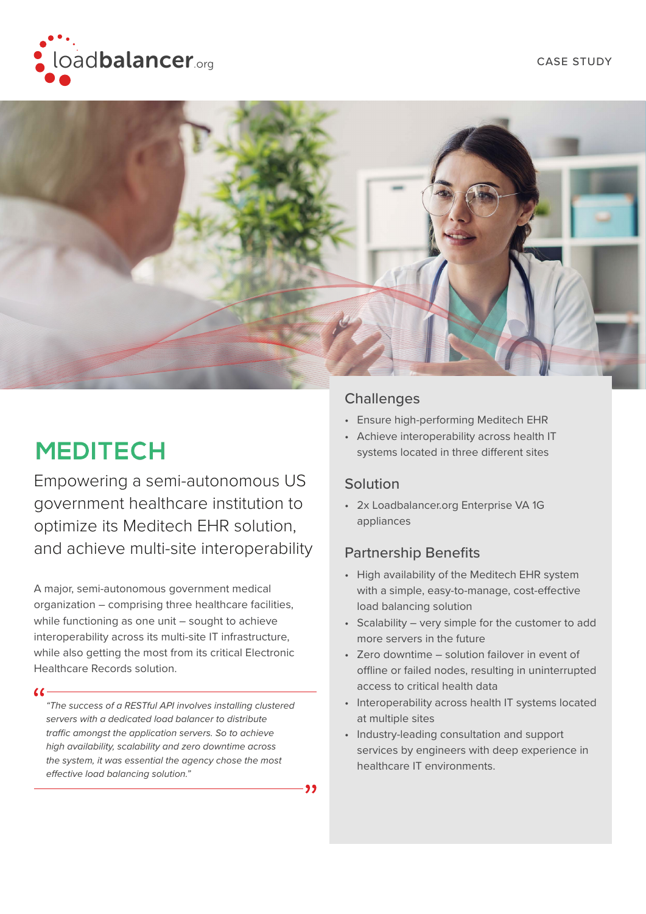loadbalancer.org

CASE STUDY

# MEDITECH

## Empowering a semi-autonomous US government healthcare institution to optimize its Meditech EHR solution, and achieve multi-site interoperability

A major, semi-autonomous government medical organization – comprising three healthcare facilities, while functioning as one unit – sought to achieve interoperability across its multi-site IT infrastructure, while also getting the most from its critical Electronic Healthcare Records solution.

> *"The success of a RESTful API involves installing clustered servers with a dedicated load balancer to distribute traffic amongst the application servers. So to achieve high availability, scalability and zero downtime across the system, it was essential the agency chose the most effective load balancing solution."*

### Challenges

- Ensure high-performing Meditech EHR
- Achieve interoperability across health IT systems located in three different sites

### Solution

- 2x Loadbalancer.org Enterprise VA 1G appliances

### Partnership Benefits

- High availability of the Meditech EHR system with a simple, easy-to-manage, cost-effective load balancing solution
- Scalability – very simple for the customer to add more servers in the future
- Zero downtime – solution failover in event of offline or failed nodes, resulting in uninterrupted access to critical health data
- Interoperability across health IT systems located at multiple sites
- Industry-leading consultation and support services by engineers with deep experience in healthcare IT environments.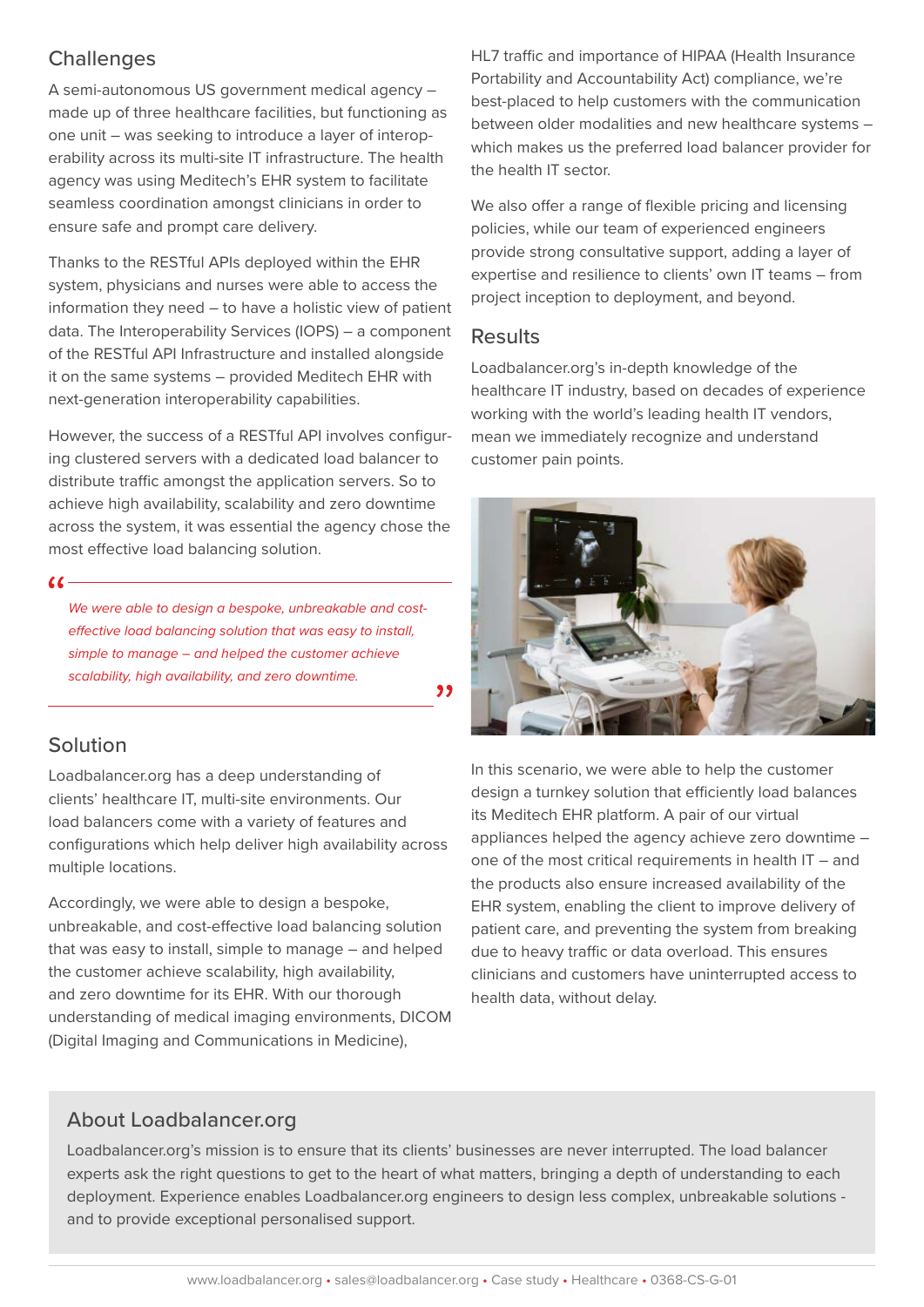## Challenges

A semi-autonomous US government medical agency – made up of three healthcare facilities, but functioning as one unit – was seeking to introduce a layer of interoperability across its multi-site IT infrastructure. The health agency was using Meditech's EHR system to facilitate seamless coordination amongst clinicians in order to ensure safe and prompt care delivery.

Thanks to the RESTful APIs deployed within the EHR system, physicians and nurses were able to access the information they need – to have a holistic view of patient data. The Interoperability Services (IOPS) – a component of the RESTful API Infrastructure and installed alongside it on the same systems – provided Meditech EHR with next-generation interoperability capabilities.

However, the success of a RESTful API involves configuring clustered servers with a dedicated load balancer to distribute traffic amongst the application servers. So to achieve high availability, scalability and zero downtime across the system, it was essential the agency chose the most effective load balancing solution.

> *We were able to design a bespoke, unbreakable and cost-effective load balancing solution that was easy to install, simple to manage – and helped the customer achieve scalability, high availability, and zero downtime.*

## Solution

Loadbalancer.org has a deep understanding of clients' healthcare IT, multi-site environments. Our load balancers come with a variety of features and configurations which help deliver high availability across multiple locations.

Accordingly, we were able to design a bespoke, unbreakable, and cost-effective load balancing solution that was easy to install, simple to manage – and helped the customer achieve scalability, high availability, and zero downtime for its EHR. With our thorough understanding of medical imaging environments, DICOM (Digital Imaging and Communications in Medicine), HL7 traffic and importance of HIPAA (Health Insurance Portability and Accountability Act) compliance, we're best-placed to help customers with the communication between older modalities and new healthcare systems – which makes us the preferred load balancer provider for the health IT sector.

We also offer a range of flexible pricing and licensing policies, while our team of experienced engineers provide strong consultative support, adding a layer of expertise and resilience to clients' own IT teams – from project inception to deployment, and beyond.

## Results

Loadbalancer.org's in-depth knowledge of the healthcare IT industry, based on decades of experience working with the world's leading health IT vendors, mean we immediately recognize and understand customer pain points.

In this scenario, we were able to help the customer design a turnkey solution that efficiently load balances its Meditech EHR platform. A pair of our virtual appliances helped the agency achieve zero downtime – one of the most critical requirements in health IT – and the products also ensure increased availability of the EHR system, enabling the client to improve delivery of patient care, and preventing the system from breaking due to heavy traffic or data overload. This ensures clinicians and customers have uninterrupted access to health data, without delay.

## About Loadbalancer.org

Loadbalancer.org's mission is to ensure that its clients' businesses are never interrupted. The load balancer experts ask the right questions to get to the heart of what matters, bringing a depth of understanding to each deployment. Experience enables Loadbalancer.org engineers to design less complex, unbreakable solutions - and to provide exceptional personalised support.

www.loadbalancer.org • sales@loadbalancer.org • Case study • Healthcare • 0368-CS-G-01